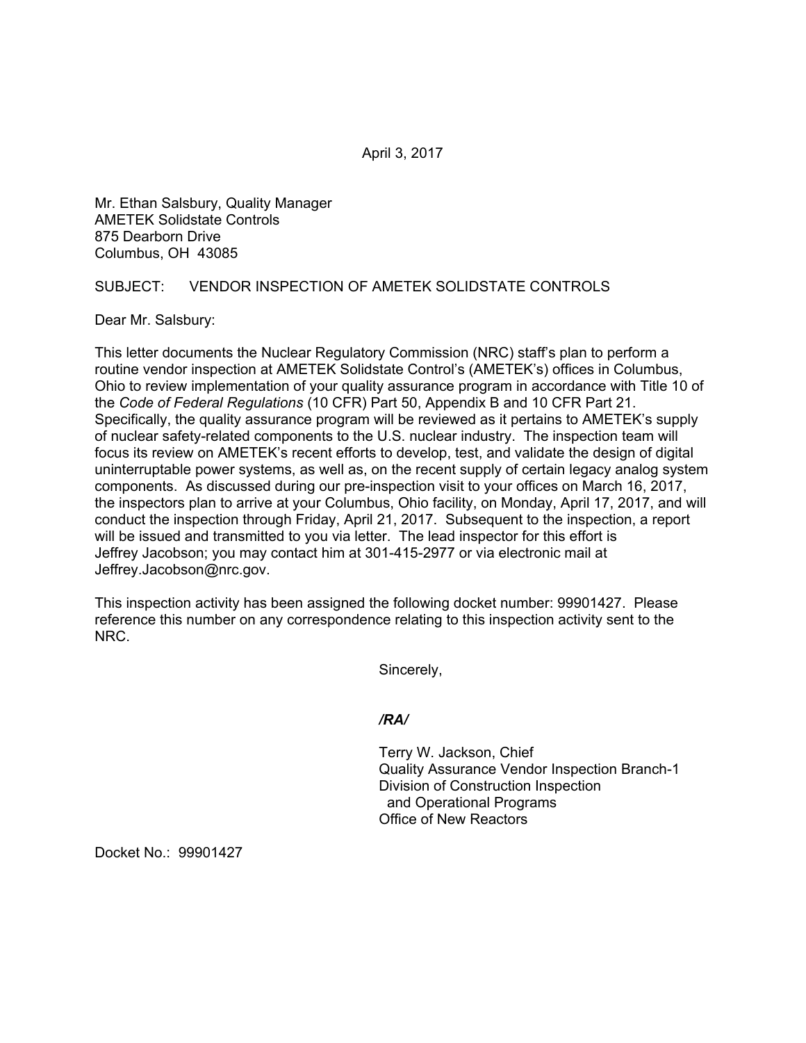April 3, 2017

Mr. Ethan Salsbury, Quality Manager
AMETEK Solidstate Controls
875 Dearborn Drive
Columbus, OH 43085

SUBJECT: VENDOR INSPECTION OF AMETEK SOLIDSTATE CONTROLS

Dear Mr. Salsbury:

This letter documents the Nuclear Regulatory Commission (NRC) staff's plan to perform a routine vendor inspection at AMETEK Solidstate Control's (AMETEK's) offices in Columbus, Ohio to review implementation of your quality assurance program in accordance with Title 10 of the *Code of Federal Regulations* (10 CFR) Part 50, Appendix B and 10 CFR Part 21. Specifically, the quality assurance program will be reviewed as it pertains to AMETEK's supply of nuclear safety-related components to the U.S. nuclear industry. The inspection team will focus its review on AMETEK's recent efforts to develop, test, and validate the design of digital uninterruptable power systems, as well as, on the recent supply of certain legacy analog system components. As discussed during our pre-inspection visit to your offices on March 16, 2017, the inspectors plan to arrive at your Columbus, Ohio facility, on Monday, April 17, 2017, and will conduct the inspection through Friday, April 21, 2017. Subsequent to the inspection, a report will be issued and transmitted to you via letter. The lead inspector for this effort is Jeffrey Jacobson; you may contact him at 301-415-2977 or via electronic mail at Jeffrey.Jacobson@nrc.gov.

This inspection activity has been assigned the following docket number: 99901427. Please reference this number on any correspondence relating to this inspection activity sent to the NRC.

Sincerely,

***/RA/***

Terry W. Jackson, Chief
Quality Assurance Vendor Inspection Branch-1
Division of Construction Inspection
and Operational Programs
Office of New Reactors

Docket No.: 99901427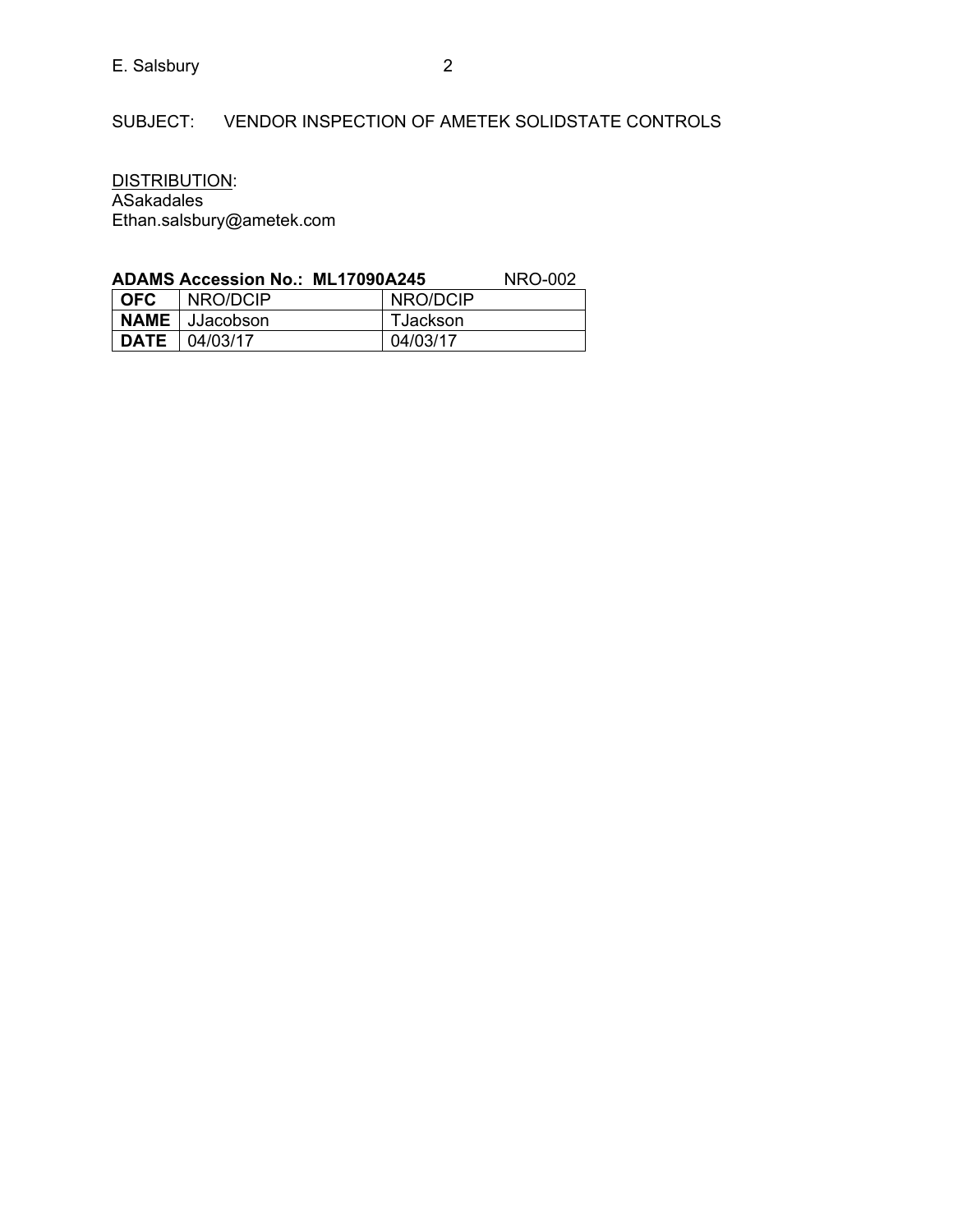SUBJECT: VENDOR INSPECTION OF AMETEK SOLIDSTATE CONTROLS

<u>DISTRIBUTION</u>:
ASakadales
Ethan.salsbury@ametek.com

**ADAMS Accession No.: ML17090A245** NRO-002

| | | |
|---|---|---|
| **OFC** | NRO/DCIP | NRO/DCIP |
| **NAME** | JJacobson | TJackson |
| **DATE** | 04/03/17 | 04/03/17 |